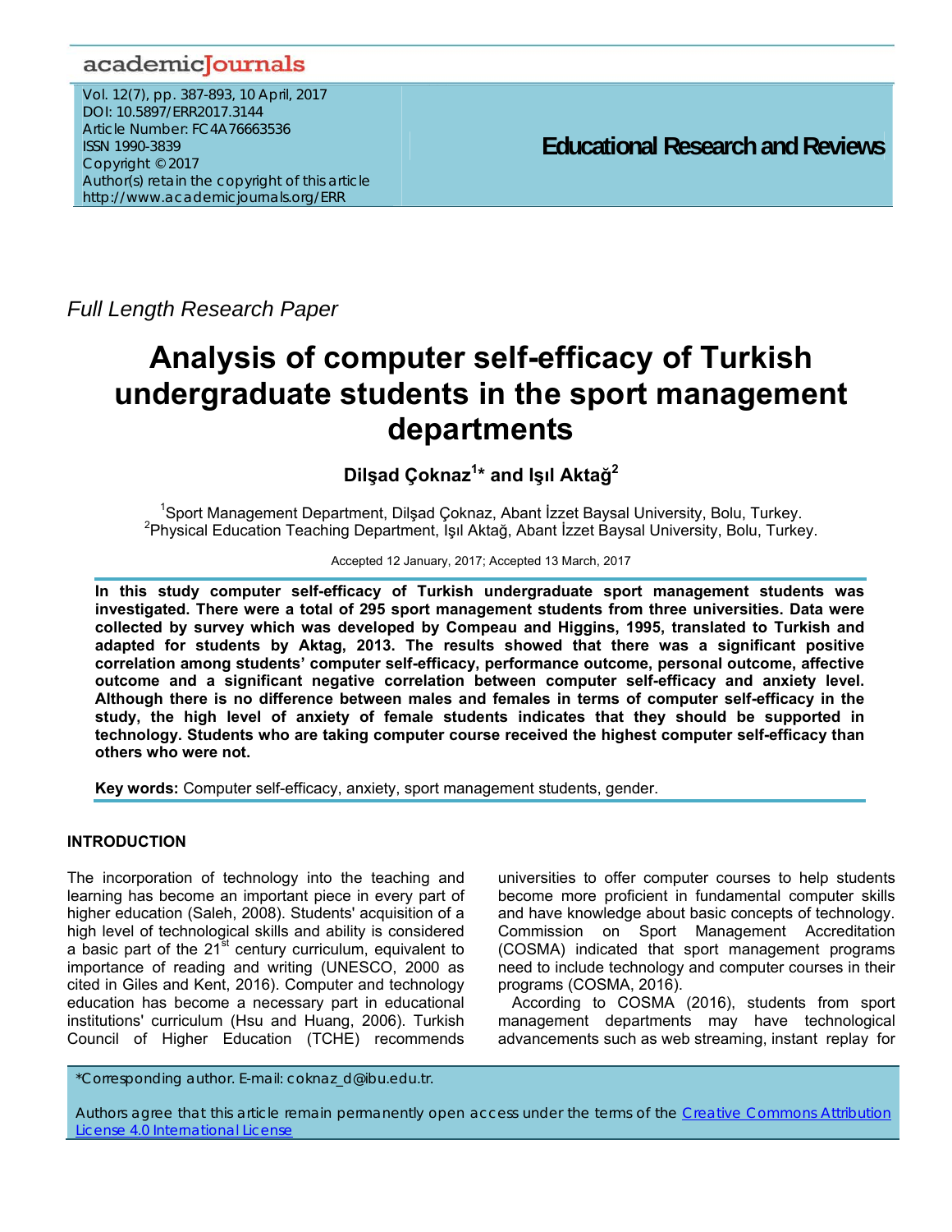*Full Length Research Paper*

# Analysis of computer self-efficacy of Turkish undergraduate students in the sport management departments

**Dilşad Çoknaz[1]* and Işıl Aktağ[2]**

[1]Sport Management Department, Dilşad Çoknaz, Abant İzzet Baysal University, Bolu, Turkey.
[2]Physical Education Teaching Department, Işıl Aktağ, Abant İzzet Baysal University, Bolu, Turkey.

Accepted 12 January, 2017; Accepted 13 March, 2017

**In this study computer self-efficacy of Turkish undergraduate sport management students was investigated. There were a total of 295 sport management students from three universities. Data were collected by survey which was developed by Compeau and Higgins, 1995, translated to Turkish and adapted for students by Aktag, 2013. The results showed that there was a significant positive correlation among students' computer self-efficacy, performance outcome, personal outcome, affective outcome and a significant negative correlation between computer self-efficacy and anxiety level. Although there is no difference between males and females in terms of computer self-efficacy in the study, the high level of anxiety of female students indicates that they should be supported in technology. Students who are taking computer course received the highest computer self-efficacy than others who were not.**

**Key words:** Computer self-efficacy, anxiety, sport management students, gender.

## INTRODUCTION

The incorporation of technology into the teaching and learning has become an important piece in every part of higher education (Saleh, 2008). Students' acquisition of a high level of technological skills and ability is considered a basic part of the 21st century curriculum, equivalent to importance of reading and writing (UNESCO, 2000 as cited in Giles and Kent, 2016). Computer and technology education has become a necessary part in educational institutions' curriculum (Hsu and Huang, 2006). Turkish Council of Higher Education (TCHE) recommends universities to offer computer courses to help students become more proficient in fundamental computer skills and have knowledge about basic concepts of technology. Commission on Sport Management Accreditation (COSMA) indicated that sport management programs need to include technology and computer courses in their programs (COSMA, 2016).

According to COSMA (2016), students from sport management departments may have technological advancements such as web streaming, instant replay for

*Corresponding author. E-mail: coknaz_d@ibu.edu.tr.

Authors agree that this article remain permanently open access under the terms of the Creative Commons Attribution License 4.0 International License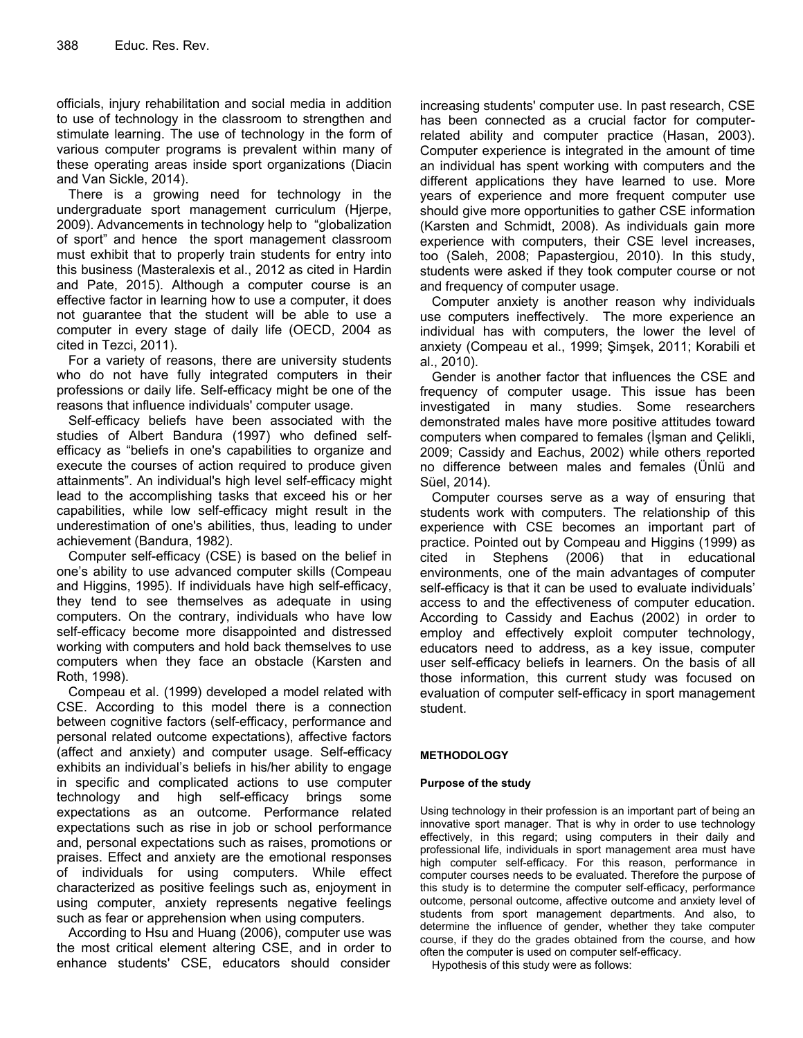officials, injury rehabilitation and social media in addition to use of technology in the classroom to strengthen and stimulate learning. The use of technology in the form of various computer programs is prevalent within many of these operating areas inside sport organizations (Diacin and Van Sickle, 2014).

There is a growing need for technology in the undergraduate sport management curriculum (Hjerpe, 2009). Advancements in technology help to "globalization of sport" and hence the sport management classroom must exhibit that to properly train students for entry into this business (Masteralexis et al., 2012 as cited in Hardin and Pate, 2015). Although a computer course is an effective factor in learning how to use a computer, it does not guarantee that the student will be able to use a computer in every stage of daily life (OECD, 2004 as cited in Tezci, 2011).

For a variety of reasons, there are university students who do not have fully integrated computers in their professions or daily life. Self-efficacy might be one of the reasons that influence individuals' computer usage.

Self-efficacy beliefs have been associated with the studies of Albert Bandura (1997) who defined self-efficacy as "beliefs in one's capabilities to organize and execute the courses of action required to produce given attainments". An individual's high level self-efficacy might lead to the accomplishing tasks that exceed his or her capabilities, while low self-efficacy might result in the underestimation of one's abilities, thus, leading to under achievement (Bandura, 1982).

Computer self-efficacy (CSE) is based on the belief in one's ability to use advanced computer skills (Compeau and Higgins, 1995). If individuals have high self-efficacy, they tend to see themselves as adequate in using computers. On the contrary, individuals who have low self-efficacy become more disappointed and distressed working with computers and hold back themselves to use computers when they face an obstacle (Karsten and Roth, 1998).

Compeau et al. (1999) developed a model related with CSE. According to this model there is a connection between cognitive factors (self-efficacy, performance and personal related outcome expectations), affective factors (affect and anxiety) and computer usage. Self-efficacy exhibits an individual's beliefs in his/her ability to engage in specific and complicated actions to use computer technology and high self-efficacy brings some expectations as an outcome. Performance related expectations such as rise in job or school performance and, personal expectations such as raises, promotions or praises. Effect and anxiety are the emotional responses of individuals for using computers. While effect characterized as positive feelings such as, enjoyment in using computer, anxiety represents negative feelings such as fear or apprehension when using computers.

According to Hsu and Huang (2006), computer use was the most critical element altering CSE, and in order to enhance students' CSE, educators should consider increasing students' computer use. In past research, CSE has been connected as a crucial factor for computer-related ability and computer practice (Hasan, 2003). Computer experience is integrated in the amount of time an individual has spent working with computers and the different applications they have learned to use. More years of experience and more frequent computer use should give more opportunities to gather CSE information (Karsten and Schmidt, 2008). As individuals gain more experience with computers, their CSE level increases, too (Saleh, 2008; Papastergiou, 2010). In this study, students were asked if they took computer course or not and frequency of computer usage.

Computer anxiety is another reason why individuals use computers ineffectively. The more experience an individual has with computers, the lower the level of anxiety (Compeau et al., 1999; Şimşek, 2011; Korabili et al., 2010).

Gender is another factor that influences the CSE and frequency of computer usage. This issue has been investigated in many studies. Some researchers demonstrated males have more positive attitudes toward computers when compared to females (İşman and Çelikli, 2009; Cassidy and Eachus, 2002) while others reported no difference between males and females (Ünlü and Süel, 2014).

Computer courses serve as a way of ensuring that students work with computers. The relationship of this experience with CSE becomes an important part of practice. Pointed out by Compeau and Higgins (1999) as cited in Stephens (2006) that in educational environments, one of the main advantages of computer self-efficacy is that it can be used to evaluate individuals' access to and the effectiveness of computer education. According to Cassidy and Eachus (2002) in order to employ and effectively exploit computer technology, educators need to address, as a key issue, computer user self-efficacy beliefs in learners. On the basis of all those information, this current study was focused on evaluation of computer self-efficacy in sport management student.

## METHODOLOGY

### Purpose of the study

Using technology in their profession is an important part of being an innovative sport manager. That is why in order to use technology effectively, in this regard; using computers in their daily and professional life, individuals in sport management area must have high computer self-efficacy. For this reason, performance in computer courses needs to be evaluated. Therefore the purpose of this study is to determine the computer self-efficacy, performance outcome, personal outcome, affective outcome and anxiety level of students from sport management departments. And also, to determine the influence of gender, whether they take computer course, if they do the grades obtained from the course, and how often the computer is used on computer self-efficacy.

Hypothesis of this study were as follows: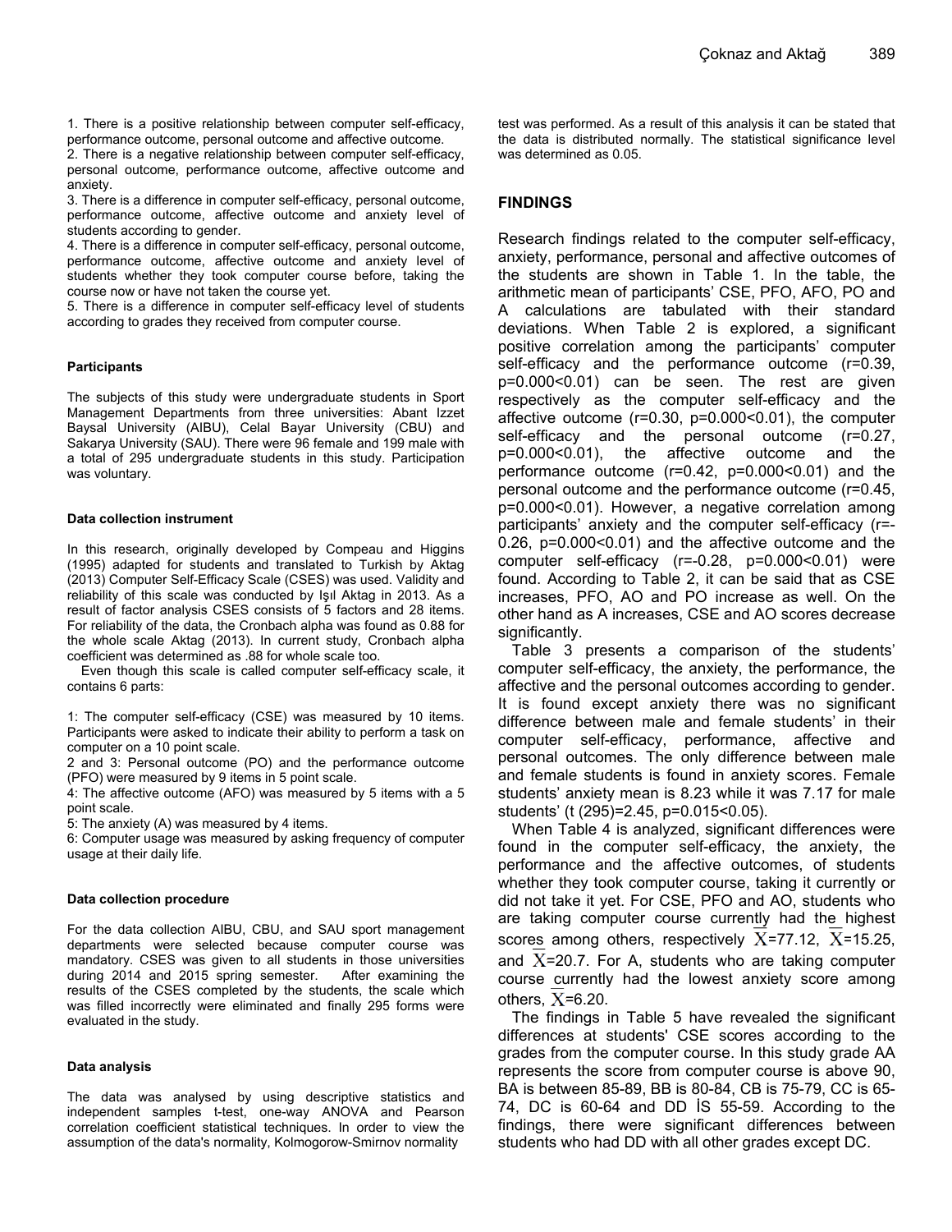1. There is a positive relationship between computer self-efficacy, performance outcome, personal outcome and affective outcome.
2. There is a negative relationship between computer self-efficacy, personal outcome, performance outcome, affective outcome and anxiety.
3. There is a difference in computer self-efficacy, personal outcome, performance outcome, affective outcome and anxiety level of students according to gender.
4. There is a difference in computer self-efficacy, personal outcome, performance outcome, affective outcome and anxiety level of students whether they took computer course before, taking the course now or have not taken the course yet.
5. There is a difference in computer self-efficacy level of students according to grades they received from computer course.

#### Participants

The subjects of this study were undergraduate students in Sport Management Departments from three universities: Abant Izzet Baysal University (AIBU), Celal Bayar University (CBU) and Sakarya University (SAU). There were 96 female and 199 male with a total of 295 undergraduate students in this study. Participation was voluntary.

#### Data collection instrument

In this research, originally developed by Compeau and Higgins (1995) adapted for students and translated to Turkish by Aktag (2013) Computer Self-Efficacy Scale (CSES) was used. Validity and reliability of this scale was conducted by Işıl Aktag in 2013. As a result of factor analysis CSES consists of 5 factors and 28 items. For reliability of the data, the Cronbach alpha was found as 0.88 for the whole scale Aktag (2013). In current study, Cronbach alpha coefficient was determined as .88 for whole scale too.

Even though this scale is called computer self-efficacy scale, it contains 6 parts:

1: The computer self-efficacy (CSE) was measured by 10 items. Participants were asked to indicate their ability to perform a task on computer on a 10 point scale.
2 and 3: Personal outcome (PO) and the performance outcome (PFO) were measured by 9 items in 5 point scale.
4: The affective outcome (AFO) was measured by 5 items with a 5 point scale.
5: The anxiety (A) was measured by 4 items.
6: Computer usage was measured by asking frequency of computer usage at their daily life.

#### Data collection procedure

For the data collection AIBU, CBU, and SAU sport management departments were selected because computer course was mandatory. CSES was given to all students in those universities during 2014 and 2015 spring semester. After examining the results of the CSES completed by the students, the scale which was filled incorrectly were eliminated and finally 295 forms were evaluated in the study.

#### Data analysis

The data was analysed by using descriptive statistics and independent samples t-test, one-way ANOVA and Pearson correlation coefficient statistical techniques. In order to view the assumption of the data's normality, Kolmogorow-Smirnov normality test was performed. As a result of this analysis it can be stated that the data is distributed normally. The statistical significance level was determined as 0.05.

## FINDINGS

Research findings related to the computer self-efficacy, anxiety, performance, personal and affective outcomes of the students are shown in Table 1. In the table, the arithmetic mean of participants' CSE, PFO, AFO, PO and A calculations are tabulated with their standard deviations. When Table 2 is explored, a significant positive correlation among the participants' computer self-efficacy and the performance outcome ($r=0.39$, $p=0.000<0.01$) can be seen. The rest are given respectively as the computer self-efficacy and the affective outcome ($r=0.30$, $p=0.000<0.01$), the computer self-efficacy and the personal outcome ($r=0.27$, $p=0.000<0.01$), the affective outcome and the performance outcome ($r=0.42$, $p=0.000<0.01$) and the personal outcome and the performance outcome ($r=0.45$, $p=0.000<0.01$). However, a negative correlation among participants' anxiety and the computer self-efficacy ($r=-0.26$, $p=0.000<0.01$) and the affective outcome and the computer self-efficacy ($r=-0.28$, $p=0.000<0.01$) were found. According to Table 2, it can be said that as CSE increases, PFO, AO and PO increase as well. On the other hand as A increases, CSE and AO scores decrease significantly.

Table 3 presents a comparison of the students' computer self-efficacy, the anxiety, the performance, the affective and the personal outcomes according to gender. It is found except anxiety there was no significant difference between male and female students' in their computer self-efficacy, performance, affective and personal outcomes. The only difference between male and female students is found in anxiety scores. Female students' anxiety mean is 8.23 while it was 7.17 for male students' ($t(295)=2.45$, $p=0.015<0.05$).

When Table 4 is analyzed, significant differences were found in the computer self-efficacy, the anxiety, the performance and the affective outcomes, of students whether they took computer course, taking it currently or did not take it yet. For CSE, PFO and AO, students who are taking computer course currently had the highest scores among others, respectively $\bar{X}=77.12$, $\bar{X}=15.25$, and $\bar{X}=20.7$. For A, students who are taking computer course currently had the lowest anxiety score among others, $\bar{X}=6.20$.

The findings in Table 5 have revealed the significant differences at students' CSE scores according to the grades from the computer course. In this study grade AA represents the score from computer course is above 90, BA is between 85-89, BB is 80-84, CB is 75-79, CC is 65-74, DC is 60-64 and DD İS 55-59. According to the findings, there were significant differences between students who had DD with all other grades except DC.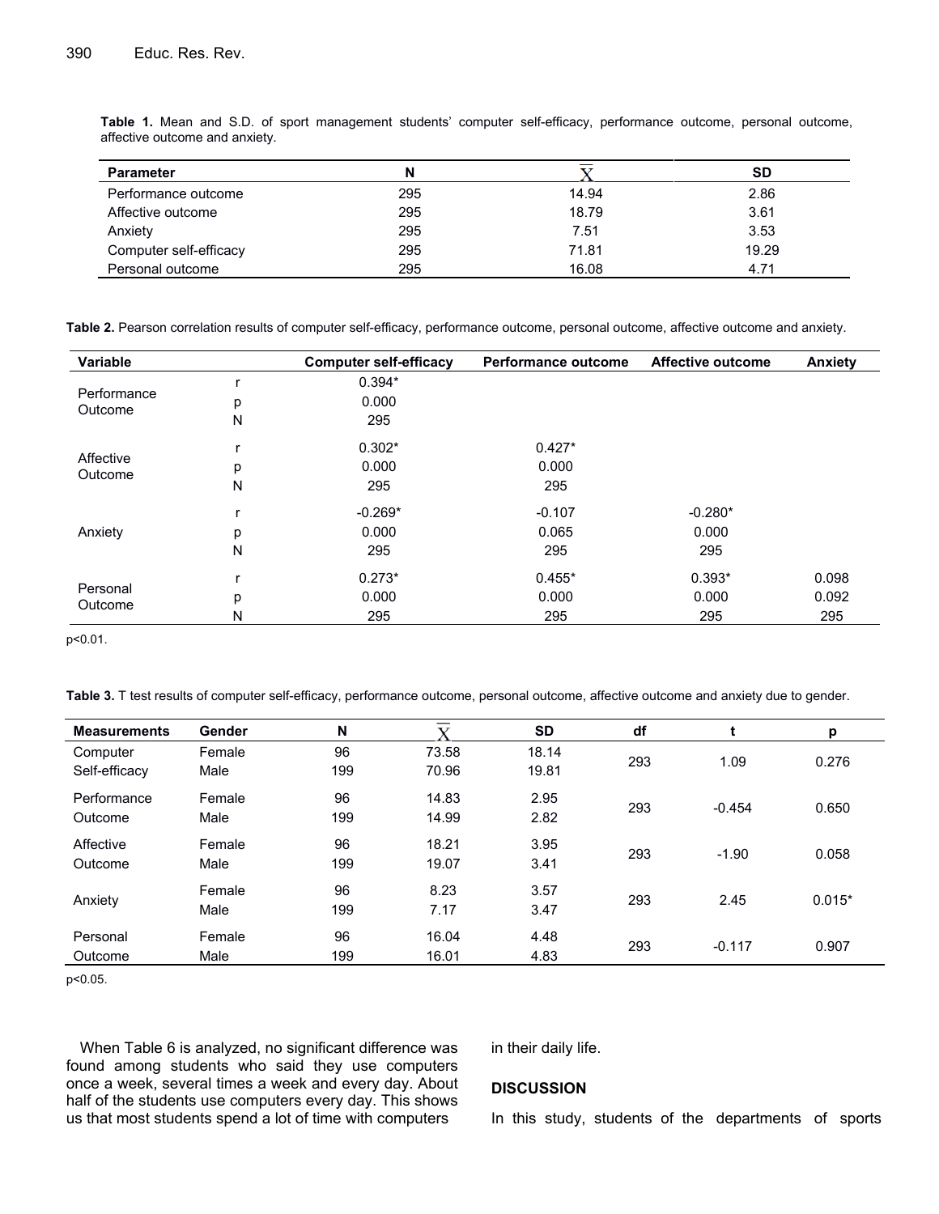**Table 1.** Mean and S.D. of sport management students' computer self-efficacy, performance outcome, personal outcome, affective outcome and anxiety.

| Parameter | N | $\overline{X}$ | SD |
|---|---|---|---|
| Performance outcome | 295 | 14.94 | 2.86 |
| Affective outcome | 295 | 18.79 | 3.61 |
| Anxiety | 295 | 7.51 | 3.53 |
| Computer self-efficacy | 295 | 71.81 | 19.29 |
| Personal outcome | 295 | 16.08 | 4.71 |

**Table 2.** Pearson correlation results of computer self-efficacy, performance outcome, personal outcome, affective outcome and anxiety.

| Variable | | Computer self-efficacy | Performance outcome | Affective outcome | Anxiety |
|---|---|---|---|---|---|
| Performance Outcome | r | 0.394* | | | |
| | p | 0.000 | | | |
| | N | 295 | | | |
| Affective Outcome | r | 0.302* | 0.427* | | |
| | p | 0.000 | 0.000 | | |
| | N | 295 | 295 | | |
| Anxiety | r | -0.269* | -0.107 | -0.280* | |
| | p | 0.000 | 0.065 | 0.000 | |
| | N | 295 | 295 | 295 | |
| Personal Outcome | r | 0.273* | 0.455* | 0.393* | 0.098 |
| | p | 0.000 | 0.000 | 0.000 | 0.092 |
| | N | 295 | 295 | 295 | 295 |

p<0.01.

**Table 3.** T test results of computer self-efficacy, performance outcome, personal outcome, affective outcome and anxiety due to gender.

| Measurements | Gender | N | $\overline{X}$ | SD | df | t | p |
|---|---|---|---|---|---|---|---|
| Computer Self-efficacy | Female | 96 | 73.58 | 18.14 | 293 | 1.09 | 0.276 |
| | Male | 199 | 70.96 | 19.81 | | | |
| Performance Outcome | Female | 96 | 14.83 | 2.95 | 293 | -0.454 | 0.650 |
| | Male | 199 | 14.99 | 2.82 | | | |
| Affective Outcome | Female | 96 | 18.21 | 3.95 | 293 | -1.90 | 0.058 |
| | Male | 199 | 19.07 | 3.41 | | | |
| Anxiety | Female | 96 | 8.23 | 3.57 | 293 | 2.45 | 0.015* |
| | Male | 199 | 7.17 | 3.47 | | | |
| Personal Outcome | Female | 96 | 16.04 | 4.48 | 293 | -0.117 | 0.907 |
| | Male | 199 | 16.01 | 4.83 | | | |

p<0.05.

When Table 6 is analyzed, no significant difference was found among students who said they use computers once a week, several times a week and every day. About half of the students use computers every day. This shows us that most students spend a lot of time with computers in their daily life.

## DISCUSSION

In this study, students of the departments of sports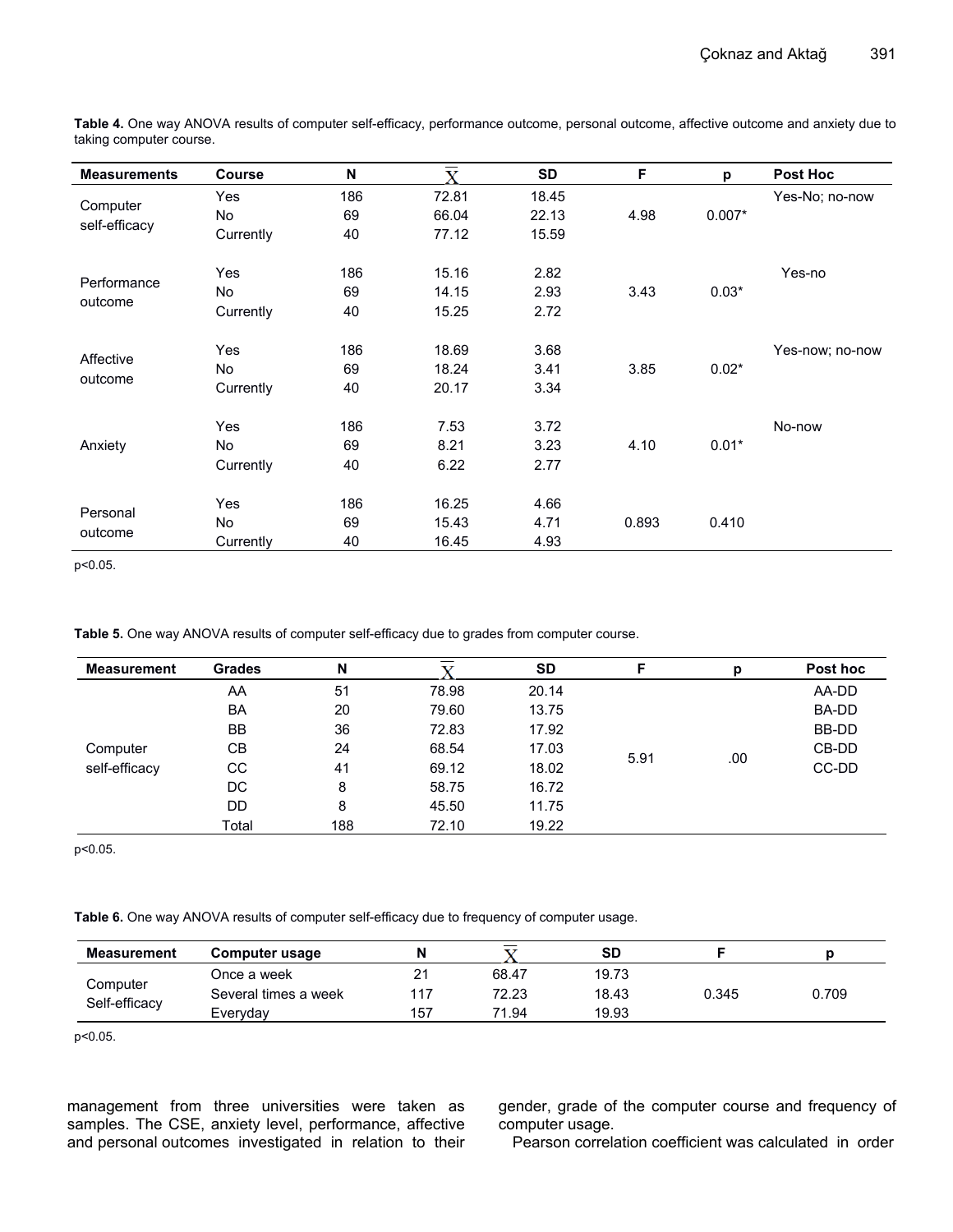**Table 4.** One way ANOVA results of computer self-efficacy, performance outcome, personal outcome, affective outcome and anxiety due to taking computer course.

| Measurements | Course | N | $\overline{X}$ | SD | F | p | Post Hoc |
|---|---|---|---|---|---|---|---|
| Computer self-efficacy | Yes | 186 | 72.81 | 18.45 | 4.98 | 0.007* | Yes-No; no-now |
| | No | 69 | 66.04 | 22.13 | | | |
| | Currently | 40 | 77.12 | 15.59 | | | |
| Performance outcome | Yes | 186 | 15.16 | 2.82 | 3.43 | 0.03* | Yes-no |
| | No | 69 | 14.15 | 2.93 | | | |
| | Currently | 40 | 15.25 | 2.72 | | | |
| Affective outcome | Yes | 186 | 18.69 | 3.68 | 3.85 | 0.02* | Yes-now; no-now |
| | No | 69 | 18.24 | 3.41 | | | |
| | Currently | 40 | 20.17 | 3.34 | | | |
| Anxiety | Yes | 186 | 7.53 | 3.72 | 4.10 | 0.01* | No-now |
| | No | 69 | 8.21 | 3.23 | | | |
| | Currently | 40 | 6.22 | 2.77 | | | |
| Personal outcome | Yes | 186 | 16.25 | 4.66 | 0.893 | 0.410 | |
| | No | 69 | 15.43 | 4.71 | | | |
| | Currently | 40 | 16.45 | 4.93 | | | |

$p<0.05$.

**Table 5.** One way ANOVA results of computer self-efficacy due to grades from computer course.

| Measurement | Grades | N | $\overline{X}$ | SD | F | p | Post hoc |
|---|---|---|---|---|---|---|---|
| Computer self-efficacy | AA | 51 | 78.98 | 20.14 | 5.91 | .00 | AA-DD |
| | BA | 20 | 79.60 | 13.75 | | | BA-DD |
| | BB | 36 | 72.83 | 17.92 | | | BB-DD |
| | CB | 24 | 68.54 | 17.03 | | | CB-DD |
| | CC | 41 | 69.12 | 18.02 | | | CC-DD |
| | DC | 8 | 58.75 | 16.72 | | | |
| | DD | 8 | 45.50 | 11.75 | | | |
| | Total | 188 | 72.10 | 19.22 | | | |

$p<0.05$.

**Table 6.** One way ANOVA results of computer self-efficacy due to frequency of computer usage.

| Measurement | Computer usage | N | $\overline{X}$ | SD | F | p |
|---|---|---|---|---|---|---|
| Computer Self-efficacy | Once a week | 21 | 68.47 | 19.73 | 0.345 | 0.709 |
| | Several times a week | 117 | 72.23 | 18.43 | | |
| | Everyday | 157 | 71.94 | 19.93 | | |

$p<0.05$.

management from three universities were taken as samples. The CSE, anxiety level, performance, affective and personal outcomes investigated in relation to their gender, grade of the computer course and frequency of computer usage.

Pearson correlation coefficient was calculated in order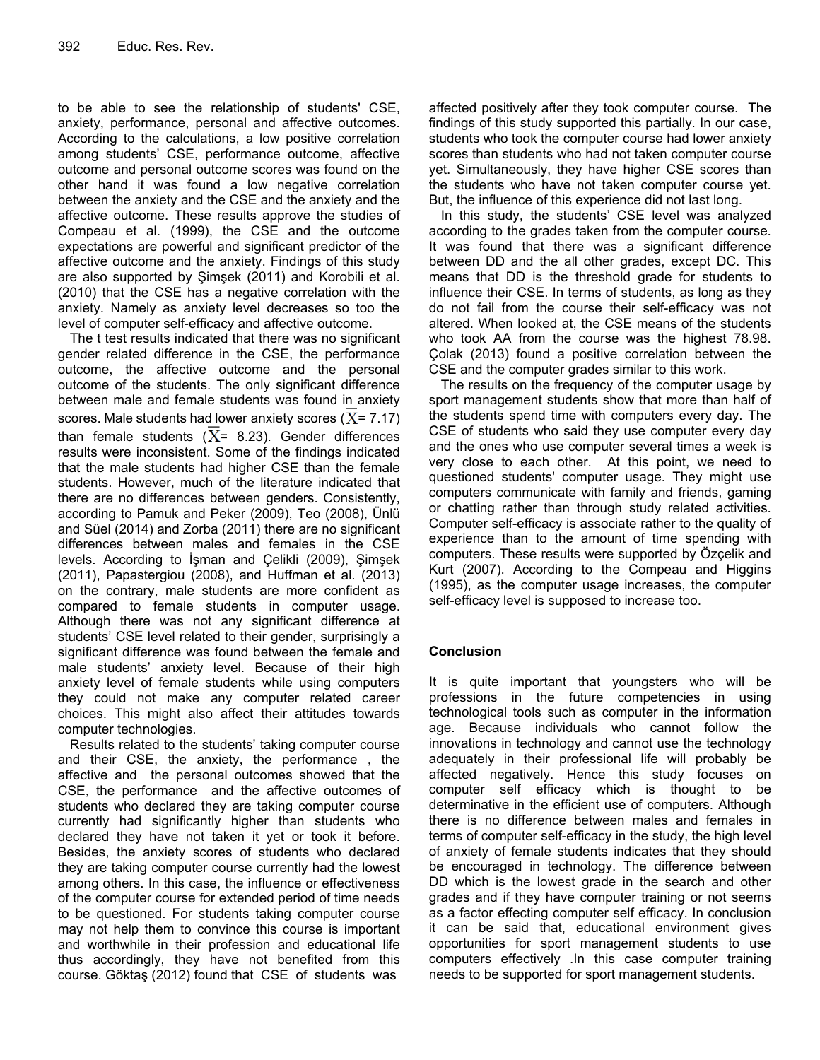to be able to see the relationship of students' CSE, anxiety, performance, personal and affective outcomes. According to the calculations, a low positive correlation among students' CSE, performance outcome, affective outcome and personal outcome scores was found on the other hand it was found a low negative correlation between the anxiety and the CSE and the anxiety and the affective outcome. These results approve the studies of Compeau et al. (1999), the CSE and the outcome expectations are powerful and significant predictor of the affective outcome and the anxiety. Findings of this study are also supported by Şimşek (2011) and Korobili et al. (2010) that the CSE has a negative correlation with the anxiety. Namely as anxiety level decreases so too the level of computer self-efficacy and affective outcome.

The t test results indicated that there was no significant gender related difference in the CSE, the performance outcome, the affective outcome and the personal outcome of the students. The only significant difference between male and female students was found in anxiety scores. Male students had lower anxiety scores ($\overline{X}$= 7.17) than female students ($\overline{X}$= 8.23). Gender differences results were inconsistent. Some of the findings indicated that the male students had higher CSE than the female students. However, much of the literature indicated that there are no differences between genders. Consistently, according to Pamuk and Peker (2009), Teo (2008), Ünlü and Süel (2014) and Zorba (2011) there are no significant differences between males and females in the CSE levels. According to İşman and Çelikli (2009), Şimşek (2011), Papastergiou (2008), and Huffman et al. (2013) on the contrary, male students are more confident as compared to female students in computer usage. Although there was not any significant difference at students' CSE level related to their gender, surprisingly a significant difference was found between the female and male students' anxiety level. Because of their high anxiety level of female students while using computers they could not make any computer related career choices. This might also affect their attitudes towards computer technologies.

Results related to the students' taking computer course and their CSE, the anxiety, the performance , the affective and the personal outcomes showed that the CSE, the performance and the affective outcomes of students who declared they are taking computer course currently had significantly higher than students who declared they have not taken it yet or took it before. Besides, the anxiety scores of students who declared they are taking computer course currently had the lowest among others. In this case, the influence or effectiveness of the computer course for extended period of time needs to be questioned. For students taking computer course may not help them to convince this course is important and worthwhile in their profession and educational life thus accordingly, they have not benefited from this course. Göktaş (2012) found that CSE of students was affected positively after they took computer course. The findings of this study supported this partially. In our case, students who took the computer course had lower anxiety scores than students who had not taken computer course yet. Simultaneously, they have higher CSE scores than the students who have not taken computer course yet. But, the influence of this experience did not last long.

In this study, the students' CSE level was analyzed according to the grades taken from the computer course. It was found that there was a significant difference between DD and the all other grades, except DC. This means that DD is the threshold grade for students to influence their CSE. In terms of students, as long as they do not fail from the course their self-efficacy was not altered. When looked at, the CSE means of the students who took AA from the course was the highest 78.98. Çolak (2013) found a positive correlation between the CSE and the computer grades similar to this work.

The results on the frequency of the computer usage by sport management students show that more than half of the students spend time with computers every day. The CSE of students who said they use computer every day and the ones who use computer several times a week is very close to each other. At this point, we need to questioned students' computer usage. They might use computers communicate with family and friends, gaming or chatting rather than through study related activities. Computer self-efficacy is associate rather to the quality of experience than to the amount of time spending with computers. These results were supported by Özçelik and Kurt (2007). According to the Compeau and Higgins (1995), as the computer usage increases, the computer self-efficacy level is supposed to increase too.

## Conclusion

It is quite important that youngsters who will be professions in the future competencies in using technological tools such as computer in the information age. Because individuals who cannot follow the innovations in technology and cannot use the technology adequately in their professional life will probably be affected negatively. Hence this study focuses on computer self efficacy which is thought to be determinative in the efficient use of computers. Although there is no difference between males and females in terms of computer self-efficacy in the study, the high level of anxiety of female students indicates that they should be encouraged in technology. The difference between DD which is the lowest grade in the search and other grades and if they have computer training or not seems as a factor effecting computer self efficacy. In conclusion it can be said that, educational environment gives opportunities for sport management students to use computers effectively .In this case computer training needs to be supported for sport management students.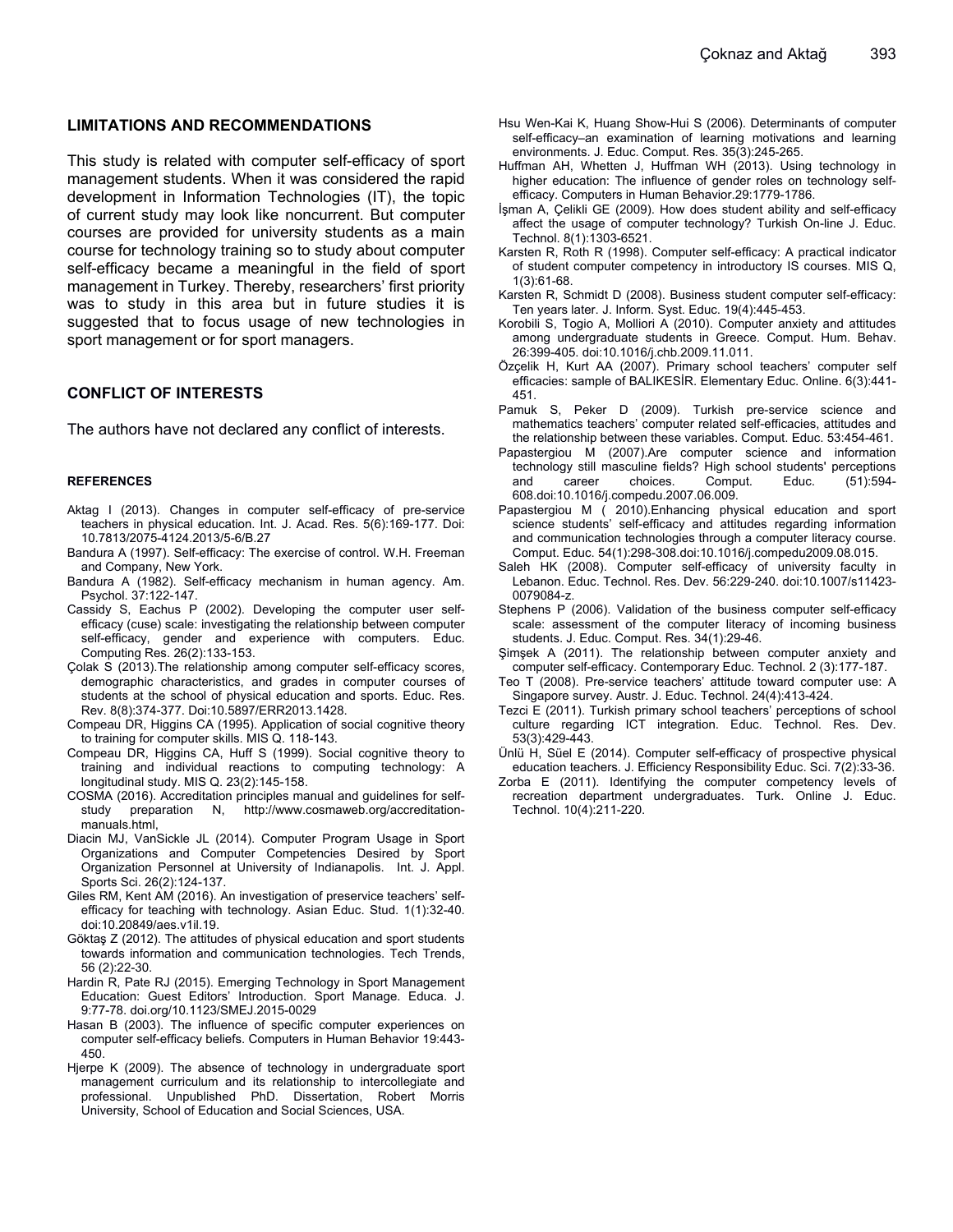## LIMITATIONS AND RECOMMENDATIONS

This study is related with computer self-efficacy of sport management students. When it was considered the rapid development in Information Technologies (IT), the topic of current study may look like noncurrent. But computer courses are provided for university students as a main course for technology training so to study about computer self-efficacy became a meaningful in the field of sport management in Turkey. Thereby, researchers' first priority was to study in this area but in future studies it is suggested that to focus usage of new technologies in sport management or for sport managers.

## CONFLICT OF INTERESTS

The authors have not declared any conflict of interests.

## REFERENCES

Aktag I (2013). Changes in computer self-efficacy of pre-service teachers in physical education. Int. J. Acad. Res. 5(6):169-177. Doi: 10.7813/2075-4124.2013/5-6/B.27

Bandura A (1997). Self-efficacy: The exercise of control. W.H. Freeman and Company, New York.

Bandura A (1982). Self-efficacy mechanism in human agency. Am. Psychol. 37:122-147.

Cassidy S, Eachus P (2002). Developing the computer user self-efficacy (cuse) scale: investigating the relationship between computer self-efficacy, gender and experience with computers. Educ. Computing Res. 26(2):133-153.

Çolak S (2013).The relationship among computer self-efficacy scores, demographic characteristics, and grades in computer courses of students at the school of physical education and sports. Educ. Res. Rev. 8(8):374-377. Doi:10.5897/ERR2013.1428.

Compeau DR, Higgins CA (1995). Application of social cognitive theory to training for computer skills. MIS Q. 118-143.

Compeau DR, Higgins CA, Huff S (1999). Social cognitive theory to training and individual reactions to computing technology: A longitudinal study. MIS Q. 23(2):145-158.

COSMA (2016). Accreditation principles manual and guidelines for self-study preparation N, http://www.cosmaweb.org/accreditation-manuals.html,

Diacin MJ, VanSickle JL (2014). Computer Program Usage in Sport Organizations and Computer Competencies Desired by Sport Organization Personnel at University of Indianapolis. Int. J. Appl. Sports Sci. 26(2):124-137.

Giles RM, Kent AM (2016). An investigation of preservice teachers' self-efficacy for teaching with technology. Asian Educ. Stud. 1(1):32-40. doi:10.20849/aes.v1il.19.

Göktaş Z (2012). The attitudes of physical education and sport students towards information and communication technologies. Tech Trends, 56 (2):22-30.

Hardin R, Pate RJ (2015). Emerging Technology in Sport Management Education: Guest Editors' Introduction. Sport Manage. Educa. J. 9:77-78. doi.org/10.1123/SMEJ.2015-0029

Hasan B (2003). The influence of specific computer experiences on computer self-efficacy beliefs. Computers in Human Behavior 19:443-450.

Hjerpe K (2009). The absence of technology in undergraduate sport management curriculum and its relationship to intercollegiate and professional. Unpublished PhD. Dissertation, Robert Morris University, School of Education and Social Sciences, USA.

Hsu Wen-Kai K, Huang Show-Hui S (2006). Determinants of computer self-efficacy–an examination of learning motivations and learning environments. J. Educ. Comput. Res. 35(3):245-265.

Huffman AH, Whetten J, Huffman WH (2013). Using technology in higher education: The influence of gender roles on technology self-efficacy. Computers in Human Behavior.29:1779-1786.

İşman A, Çelikli GE (2009). How does student ability and self-efficacy affect the usage of computer technology? Turkish On-line J. Educ. Technol. 8(1):1303-6521.

Karsten R, Roth R (1998). Computer self-efficacy: A practical indicator of student computer competency in introductory IS courses. MIS Q, 1(3):61-68.

Karsten R, Schmidt D (2008). Business student computer self-efficacy: Ten years later. J. Inform. Syst. Educ. 19(4):445-453.

Korobili S, Togio A, Molliori A (2010). Computer anxiety and attitudes among undergraduate students in Greece. Comput. Hum. Behav. 26:399-405. doi:10.1016/j.chb.2009.11.011.

Özçelik H, Kurt AA (2007). Primary school teachers' computer self efficacies: sample of BALIKESİR. Elementary Educ. Online. 6(3):441-451.

Pamuk S, Peker D (2009). Turkish pre-service science and mathematics teachers' computer related self-efficacies, attitudes and the relationship between these variables. Comput. Educ. 53:454-461.

Papastergiou M (2007).Are computer science and information technology still masculine fields? High school students' perceptions and career choices. Comput. Educ. (51):594-608.doi:10.1016/j.compedu.2007.06.009.

Papastergiou M ( 2010).Enhancing physical education and sport science students' self-efficacy and attitudes regarding information and communication technologies through a computer literacy course. Comput. Educ. 54(1):298-308.doi:10.1016/j.compedu2009.08.015.

Saleh HK (2008). Computer self-efficacy of university faculty in Lebanon. Educ. Technol. Res. Dev. 56:229-240. doi:10.1007/s11423-0079084-z.

Stephens P (2006). Validation of the business computer self-efficacy scale: assessment of the computer literacy of incoming business students. J. Educ. Comput. Res. 34(1):29-46.

Şimşek A (2011). The relationship between computer anxiety and computer self-efficacy. Contemporary Educ. Technol. 2 (3):177-187.

Teo T (2008). Pre-service teachers' attitude toward computer use: A Singapore survey. Austr. J. Educ. Technol. 24(4):413-424.

Tezci E (2011). Turkish primary school teachers' perceptions of school culture regarding ICT integration. Educ. Technol. Res. Dev. 53(3):429-443.

Ünlü H, Süel E (2014). Computer self-efficacy of prospective physical education teachers. J. Efficiency Responsibility Educ. Sci. 7(2):33-36.

Zorba E (2011). Identifying the computer competency levels of recreation department undergraduates. Turk. Online J. Educ. Technol. 10(4):211-220.